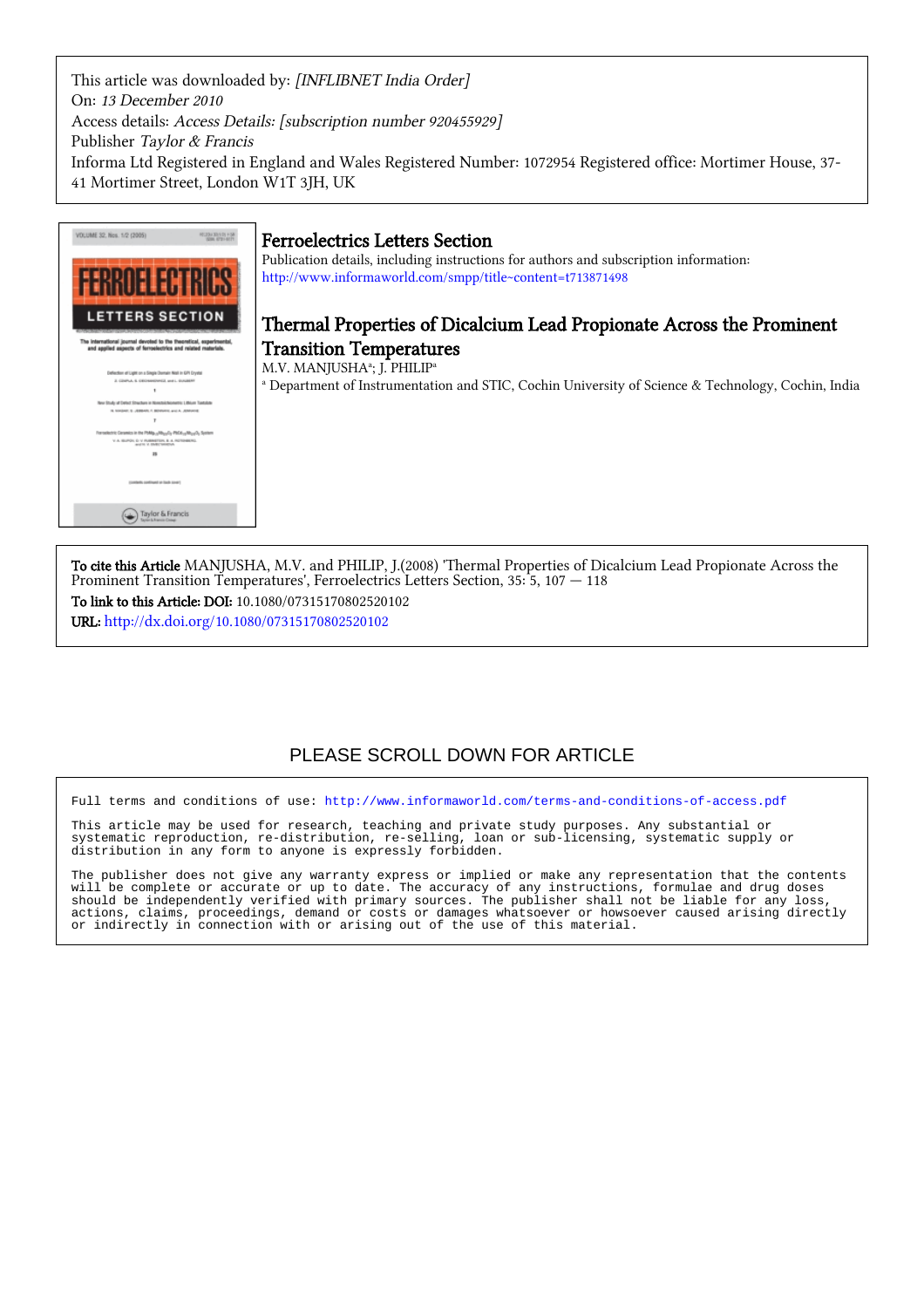This article was downloaded by: *[INFLIBNET India Order]*
On: *13 December 2010*
Access details: *Access Details: [subscription number 920455929]*
Publisher *Taylor & Francis*
Informa Ltd Registered in England and Wales Registered Number: 1072954 Registered office: Mortimer House, 37-41 Mortimer Street, London W1T 3JH, UK

# Ferroelectrics Letters Section

Publication details, including instructions for authors and subscription information:
http://www.informaworld.com/smpp/title~content=t713871498

## Thermal Properties of Dicalcium Lead Propionate Across the Prominent Transition Temperatures

M.V. MANJUSHA[a]; J. PHILIP[a]

[a] Department of Instrumentation and STIC, Cochin University of Science & Technology, Cochin, India

**To cite this Article** MANJUSHA, M.V. and PHILIP, J.(2008) 'Thermal Properties of Dicalcium Lead Propionate Across the Prominent Transition Temperatures', Ferroelectrics Letters Section, 35: 5, 107 — 118

**To link to this Article: DOI:** 10.1080/07315170802520102

**URL:** http://dx.doi.org/10.1080/07315170802520102

PLEASE SCROLL DOWN FOR ARTICLE

Full terms and conditions of use: http://www.informaworld.com/terms-and-conditions-of-access.pdf

This article may be used for research, teaching and private study purposes. Any substantial or systematic reproduction, re-distribution, re-selling, loan or sub-licensing, systematic supply or distribution in any form to anyone is expressly forbidden.

The publisher does not give any warranty express or implied or make any representation that the contents will be complete or accurate or up to date. The accuracy of any instructions, formulae and drug doses should be independently verified with primary sources. The publisher shall not be liable for any loss, actions, claims, proceedings, demand or costs or damages whatsoever or howsoever caused arising directly or indirectly in connection with or arising out of the use of this material.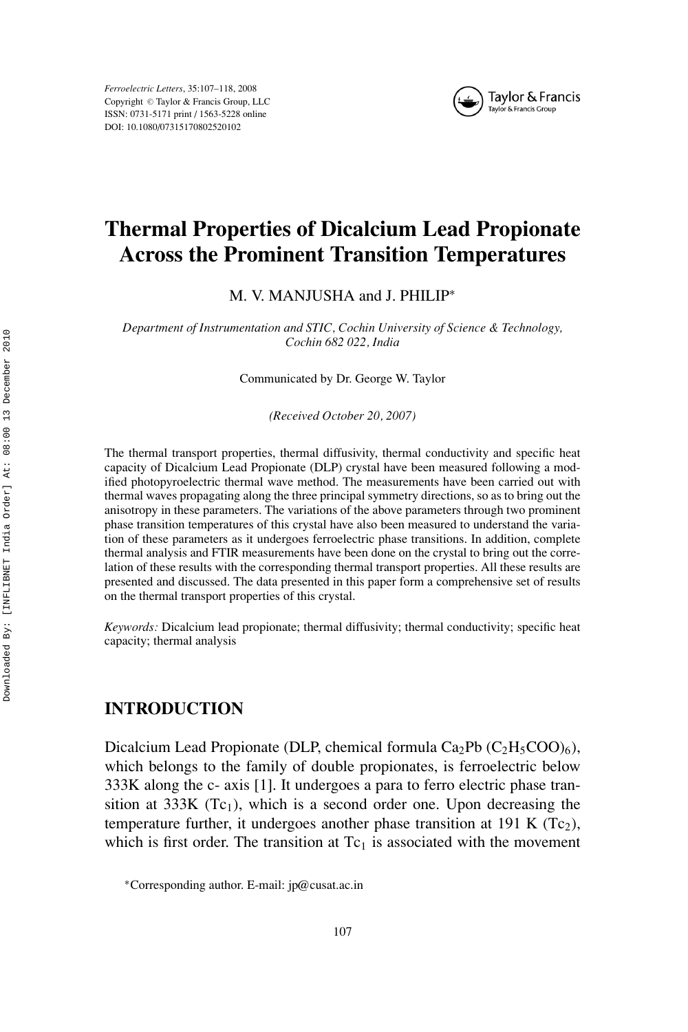# Thermal Properties of Dicalcium Lead Propionate Across the Prominent Transition Temperatures

M. V. MANJUSHA and J. PHILIP*

*Department of Instrumentation and STIC, Cochin University of Science & Technology, Cochin 682 022, India*

Communicated by Dr. George W. Taylor

*(Received October 20, 2007)*

The thermal transport properties, thermal diffusivity, thermal conductivity and specific heat capacity of Dicalcium Lead Propionate (DLP) crystal have been measured following a modified photopyroelectric thermal wave method. The measurements have been carried out with thermal waves propagating along the three principal symmetry directions, so as to bring out the anisotropy in these parameters. The variations of the above parameters through two prominent phase transition temperatures of this crystal have also been measured to understand the variation of these parameters as it undergoes ferroelectric phase transitions. In addition, complete thermal analysis and FTIR measurements have been done on the crystal to bring out the correlation of these results with the corresponding thermal transport properties. All these results are presented and discussed. The data presented in this paper form a comprehensive set of results on the thermal transport properties of this crystal.

*Keywords:* Dicalcium lead propionate; thermal diffusivity; thermal conductivity; specific heat capacity; thermal analysis

## INTRODUCTION

Dicalcium Lead Propionate (DLP, chemical formula $Ca_2Pb(C_2H_5COO)_6$), which belongs to the family of double propionates, is ferroelectric below 333K along the c- axis [1]. It undergoes a para to ferro electric phase transition at 333K ($Tc_1$), which is a second order one. Upon decreasing the temperature further, it undergoes another phase transition at 191 K ($Tc_2$), which is first order. The transition at $Tc_1$ is associated with the movement

*Corresponding author. E-mail: jp@cusat.ac.in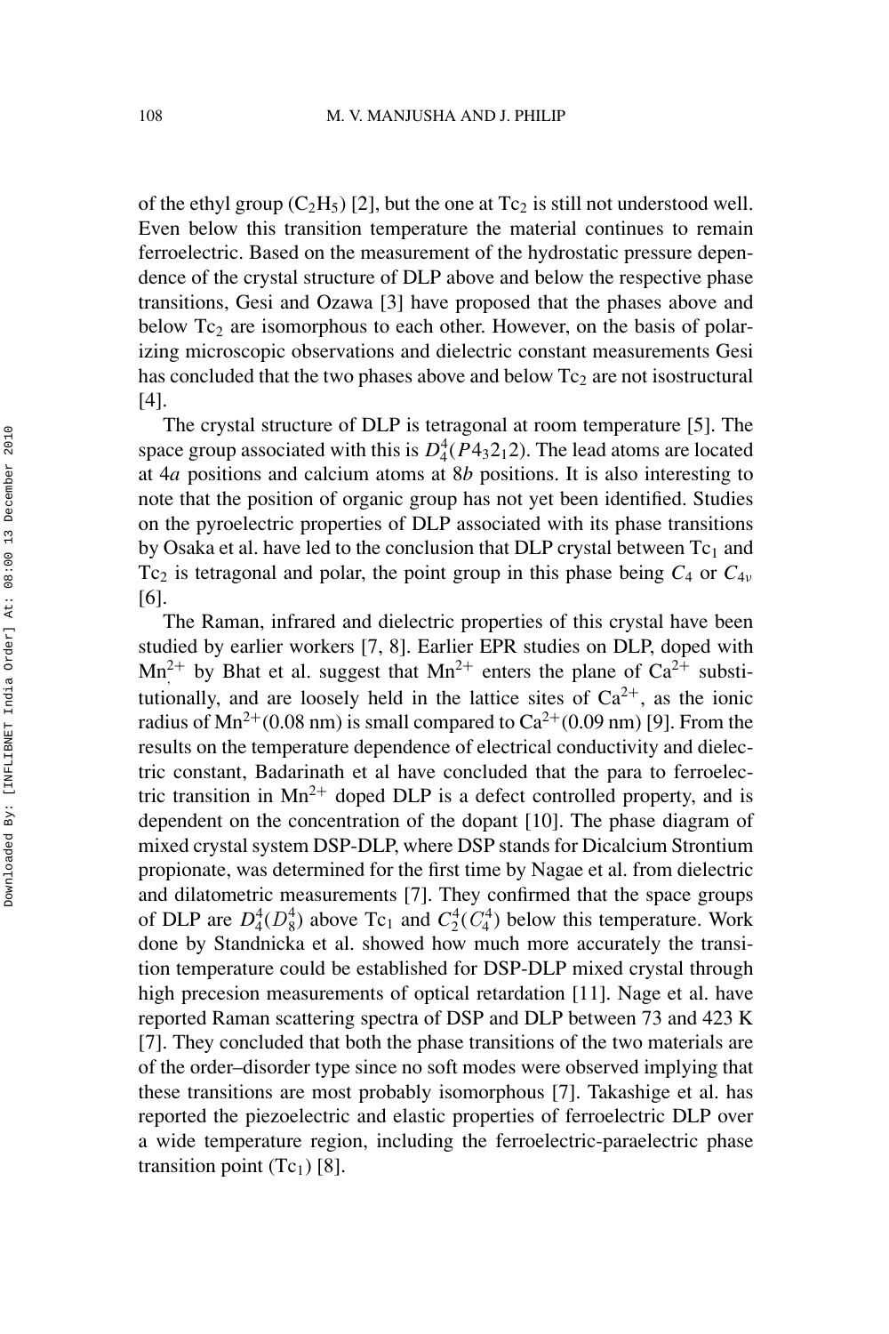of the ethyl group ($C_2H_5$) [2], but the one at $Tc_2$ is still not understood well. Even below this transition temperature the material continues to remain ferroelectric. Based on the measurement of the hydrostatic pressure dependence of the crystal structure of DLP above and below the respective phase transitions, Gesi and Ozawa [3] have proposed that the phases above and below $Tc_2$ are isomorphous to each other. However, on the basis of polarizing microscopic observations and dielectric constant measurements Gesi has concluded that the two phases above and below $Tc_2$ are not isostructural [4].

The crystal structure of DLP is tetragonal at room temperature [5]. The space group associated with this is $D_4^4(P4_32_12)$. The lead atoms are located at 4*a* positions and calcium atoms at 8*b* positions. It is also interesting to note that the position of organic group has not yet been identified. Studies on the pyroelectric properties of DLP associated with its phase transitions by Osaka et al. have led to the conclusion that DLP crystal between $Tc_1$ and $Tc_2$ is tetragonal and polar, the point group in this phase being $C_4$ or $C_{4v}$ [6].

The Raman, infrared and dielectric properties of this crystal have been studied by earlier workers [7, 8]. Earlier EPR studies on DLP, doped with $Mn^{2+}$ by Bhat et al. suggest that $Mn^{2+}$ enters the plane of $Ca^{2+}$ substitutionally, and are loosely held in the lattice sites of $Ca^{2+}$, as the ionic radius of $Mn^{2+}$(0.08 nm) is small compared to $Ca^{2+}$(0.09 nm) [9]. From the results on the temperature dependence of electrical conductivity and dielectric constant, Badarinath et al have concluded that the para to ferroelectric transition in $Mn^{2+}$ doped DLP is a defect controlled property, and is dependent on the concentration of the dopant [10]. The phase diagram of mixed crystal system DSP-DLP, where DSP stands for Dicalcium Strontium propionate, was determined for the first time by Nagae et al. from dielectric and dilatometric measurements [7]. They confirmed that the space groups of DLP are $D_4^4(D_8^4)$ above $Tc_1$ and $C_2^4(C_4^4)$ below this temperature. Work done by Standnicka et al. showed how much more accurately the transition temperature could be established for DSP-DLP mixed crystal through high precesion measurements of optical retardation [11]. Nage et al. have reported Raman scattering spectra of DSP and DLP between 73 and 423 K [7]. They concluded that both the phase transitions of the two materials are of the order–disorder type since no soft modes were observed implying that these transitions are most probably isomorphous [7]. Takashige et al. has reported the piezoelectric and elastic properties of ferroelectric DLP over a wide temperature region, including the ferroelectric-paraelectric phase transition point ($Tc_1$) [8].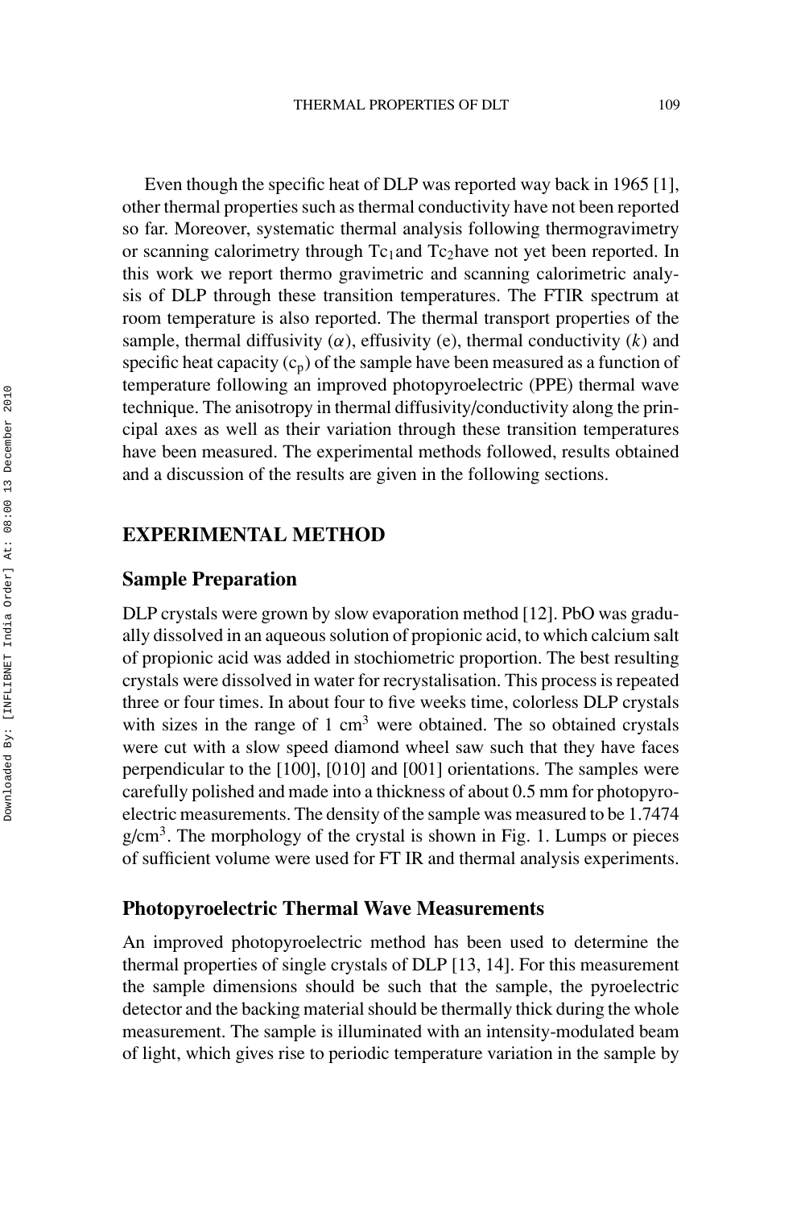Even though the specific heat of DLP was reported way back in 1965 [1], other thermal properties such as thermal conductivity have not been reported so far. Moreover, systematic thermal analysis following thermogravimetry or scanning calorimetry through $Tc_1$ and $Tc_2$ have not yet been reported. In this work we report thermo gravimetric and scanning calorimetric analysis of DLP through these transition temperatures. The FTIR spectrum at room temperature is also reported. The thermal transport properties of the sample, thermal diffusivity ($\alpha$), effusivity (e), thermal conductivity ($k$) and specific heat capacity ($c_p$) of the sample have been measured as a function of temperature following an improved photopyroelectric (PPE) thermal wave technique. The anisotropy in thermal diffusivity/conductivity along the principal axes as well as their variation through these transition temperatures have been measured. The experimental methods followed, results obtained and a discussion of the results are given in the following sections.

## EXPERIMENTAL METHOD

### Sample Preparation

DLP crystals were grown by slow evaporation method [12]. PbO was gradually dissolved in an aqueous solution of propionic acid, to which calcium salt of propionic acid was added in stochiometric proportion. The best resulting crystals were dissolved in water for recrystalisation. This process is repeated three or four times. In about four to five weeks time, colorless DLP crystals with sizes in the range of 1 $cm^3$ were obtained. The so obtained crystals were cut with a slow speed diamond wheel saw such that they have faces perpendicular to the [100], [010] and [001] orientations. The samples were carefully polished and made into a thickness of about 0.5 mm for photopyroelectric measurements. The density of the sample was measured to be 1.7474 $g/cm^3$. The morphology of the crystal is shown in Fig. 1. Lumps or pieces of sufficient volume were used for FT IR and thermal analysis experiments.

### Photopyroelectric Thermal Wave Measurements

An improved photopyroelectric method has been used to determine the thermal properties of single crystals of DLP [13, 14]. For this measurement the sample dimensions should be such that the sample, the pyroelectric detector and the backing material should be thermally thick during the whole measurement. The sample is illuminated with an intensity-modulated beam of light, which gives rise to periodic temperature variation in the sample by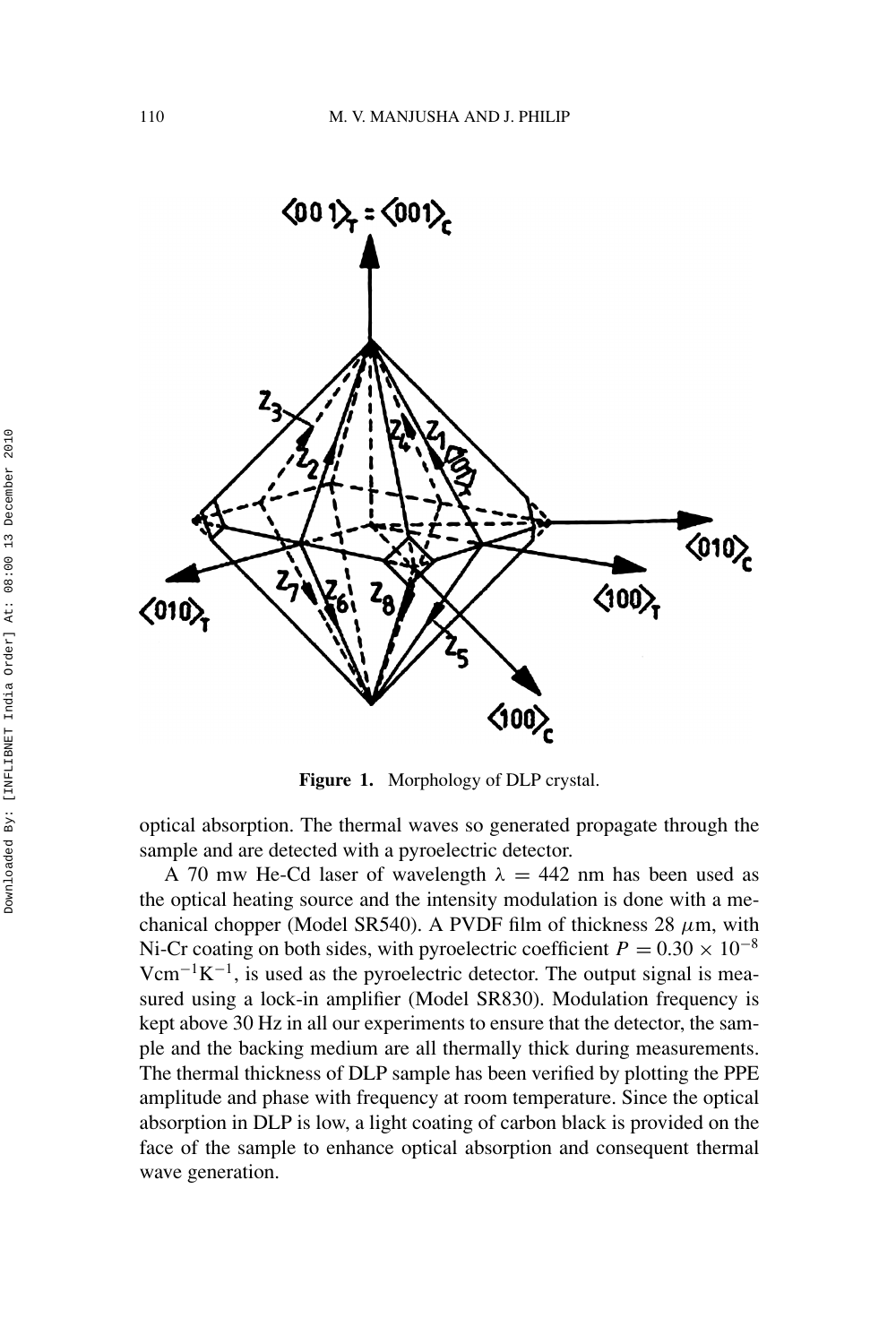**Figure 1.** Morphology of DLP crystal.

optical absorption. The thermal waves so generated propagate through the sample and are detected with a pyroelectric detector.

A 70 mw He-Cd laser of wavelength $\lambda = 442$ nm has been used as the optical heating source and the intensity modulation is done with a mechanical chopper (Model SR540). A PVDF film of thickness 28 $\mu$m, with Ni-Cr coating on both sides, with pyroelectric coefficient $P = 0.30 \times 10^{-8}$ $\text{Vcm}^{-1}\text{K}^{-1}$, is used as the pyroelectric detector. The output signal is measured using a lock-in amplifier (Model SR830). Modulation frequency is kept above 30 Hz in all our experiments to ensure that the detector, the sample and the backing medium are all thermally thick during measurements. The thermal thickness of DLP sample has been verified by plotting the PPE amplitude and phase with frequency at room temperature. Since the optical absorption in DLP is low, a light coating of carbon black is provided on the face of the sample to enhance optical absorption and consequent thermal wave generation.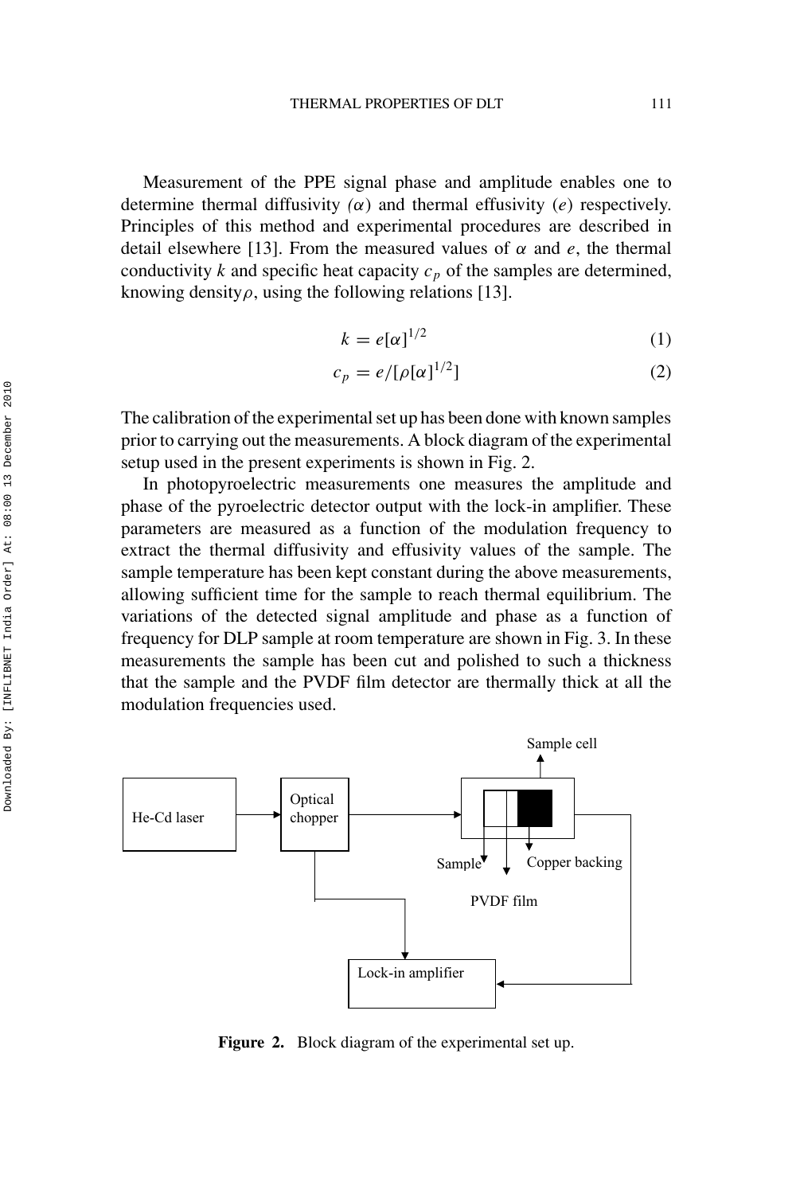Measurement of the PPE signal phase and amplitude enables one to determine thermal diffusivity ($\alpha$) and thermal effusivity ($e$) respectively. Principles of this method and experimental procedures are described in detail elsewhere [13]. From the measured values of $\alpha$ and $e$, the thermal conductivity $k$ and specific heat capacity $c_p$ of the samples are determined, knowing density $\rho$, using the following relations [13].

$$k = e[\alpha]^{1/2} \tag{1}$$

$$c_p = e/[\rho[\alpha]^{1/2}] \tag{2}$$

The calibration of the experimental set up has been done with known samples prior to carrying out the measurements. A block diagram of the experimental setup used in the present experiments is shown in Fig. 2.

In photopyroelectric measurements one measures the amplitude and phase of the pyroelectric detector output with the lock-in amplifier. These parameters are measured as a function of the modulation frequency to extract the thermal diffusivity and effusivity values of the sample. The sample temperature has been kept constant during the above measurements, allowing sufficient time for the sample to reach thermal equilibrium. The variations of the detected signal amplitude and phase as a function of frequency for DLP sample at room temperature are shown in Fig. 3. In these measurements the sample has been cut and polished to such a thickness that the sample and the PVDF film detector are thermally thick at all the modulation frequencies used.

He-Cd laser → Optical chopper → Sample cell (Sample, PVDF film, Copper backing) → Lock-in amplifier

**Figure 2.** Block diagram of the experimental set up.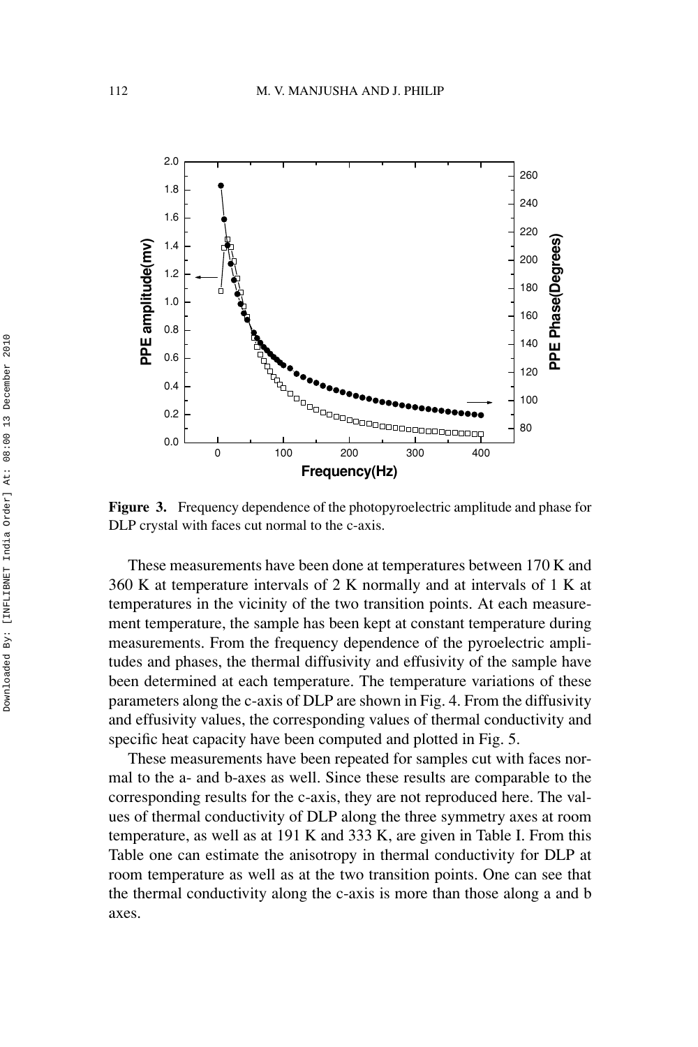**Figure 3.** Frequency dependence of the photopyroelectric amplitude and phase for DLP crystal with faces cut normal to the c-axis.

These measurements have been done at temperatures between 170 K and 360 K at temperature intervals of 2 K normally and at intervals of 1 K at temperatures in the vicinity of the two transition points. At each measurement temperature, the sample has been kept at constant temperature during measurements. From the frequency dependence of the pyroelectric amplitudes and phases, the thermal diffusivity and effusivity of the sample have been determined at each temperature. The temperature variations of these parameters along the c-axis of DLP are shown in Fig. 4. From the diffusivity and effusivity values, the corresponding values of thermal conductivity and specific heat capacity have been computed and plotted in Fig. 5.

These measurements have been repeated for samples cut with faces normal to the a- and b-axes as well. Since these results are comparable to the corresponding results for the c-axis, they are not reproduced here. The values of thermal conductivity of DLP along the three symmetry axes at room temperature, as well as at 191 K and 333 K, are given in Table I. From this Table one can estimate the anisotropy in thermal conductivity for DLP at room temperature as well as at the two transition points. One can see that the thermal conductivity along the c-axis is more than those along a and b axes.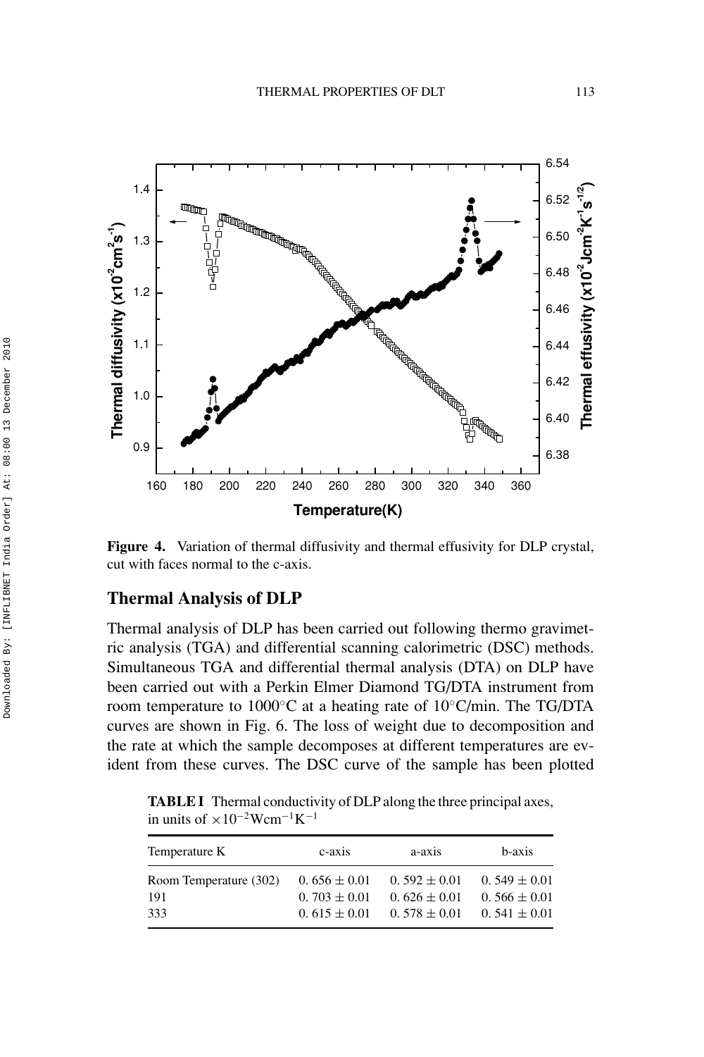**Figure 4.** Variation of thermal diffusivity and thermal effusivity for DLP crystal, cut with faces normal to the c-axis.

## Thermal Analysis of DLP

Thermal analysis of DLP has been carried out following thermo gravimetric analysis (TGA) and differential scanning calorimetric (DSC) methods. Simultaneous TGA and differential thermal analysis (DTA) on DLP have been carried out with a Perkin Elmer Diamond TG/DTA instrument from room temperature to 1000°C at a heating rate of 10°C/min. The TG/DTA curves are shown in Fig. 6. The loss of weight due to decomposition and the rate at which the sample decomposes at different temperatures are evident from these curves. The DSC curve of the sample has been plotted

**TABLE I** Thermal conductivity of DLP along the three principal axes, in units of $\times 10^{-2}\mathrm{Wcm^{-1}K^{-1}}$

| Temperature K | c-axis | a-axis | b-axis |
|---|---|---|---|
| Room Temperature (302) | $0.656 \pm 0.01$ | $0.592 \pm 0.01$ | $0.549 \pm 0.01$ |
| 191 | $0.703 \pm 0.01$ | $0.626 \pm 0.01$ | $0.566 \pm 0.01$ |
| 333 | $0.615 \pm 0.01$ | $0.578 \pm 0.01$ | $0.541 \pm 0.01$ |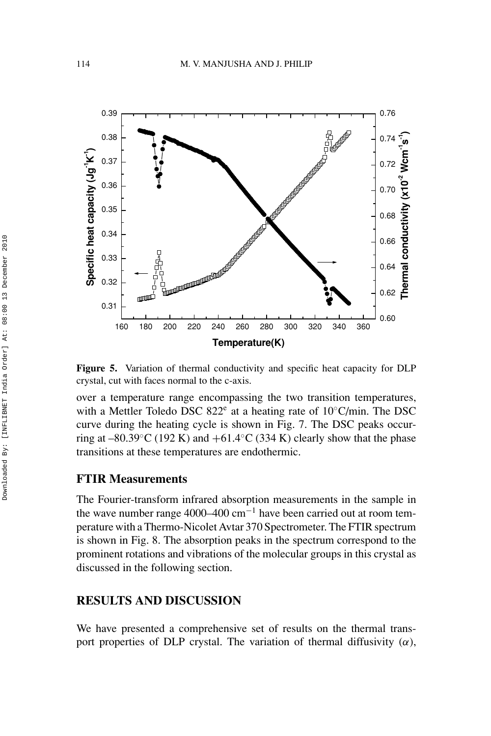**Figure 5.** Variation of thermal conductivity and specific heat capacity for DLP crystal, cut with faces normal to the c-axis.

over a temperature range encompassing the two transition temperatures, with a Mettler Toledo DSC 822$^e$ at a heating rate of 10°C/min. The DSC curve during the heating cycle is shown in Fig. 7. The DSC peaks occurring at –80.39°C (192 K) and +61.4°C (334 K) clearly show that the phase transitions at these temperatures are endothermic.

## FTIR Measurements

The Fourier-transform infrared absorption measurements in the sample in the wave number range 4000–400 cm$^{-1}$ have been carried out at room temperature with a Thermo-Nicolet Avtar 370 Spectrometer. The FTIR spectrum is shown in Fig. 8. The absorption peaks in the spectrum correspond to the prominent rotations and vibrations of the molecular groups in this crystal as discussed in the following section.

## RESULTS AND DISCUSSION

We have presented a comprehensive set of results on the thermal transport properties of DLP crystal. The variation of thermal diffusivity ($\alpha$),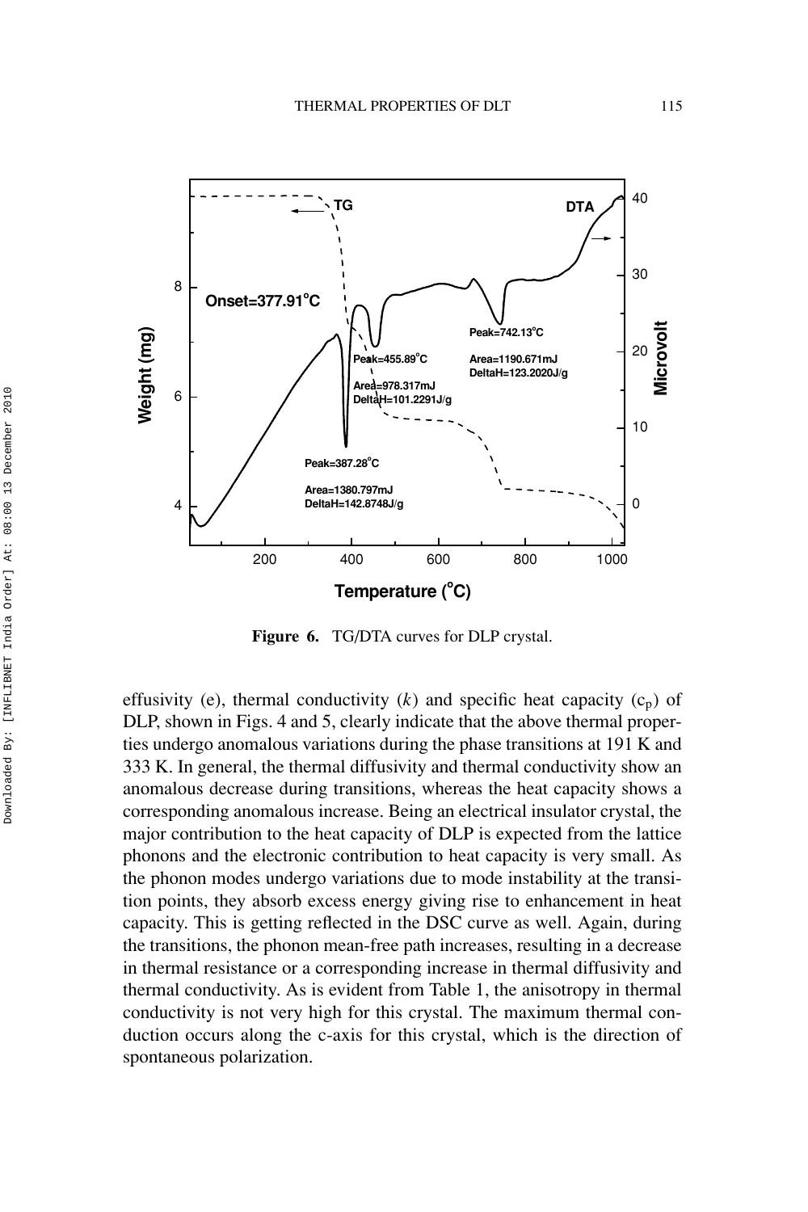Figure 6. TG/DTA curves for DLP crystal.

effusivity (e), thermal conductivity ($k$) and specific heat capacity ($c_p$) of DLP, shown in Figs. 4 and 5, clearly indicate that the above thermal properties undergo anomalous variations during the phase transitions at 191 K and 333 K. In general, the thermal diffusivity and thermal conductivity show an anomalous decrease during transitions, whereas the heat capacity shows a corresponding anomalous increase. Being an electrical insulator crystal, the major contribution to the heat capacity of DLP is expected from the lattice phonons and the electronic contribution to heat capacity is very small. As the phonon modes undergo variations due to mode instability at the transition points, they absorb excess energy giving rise to enhancement in heat capacity. This is getting reflected in the DSC curve as well. Again, during the transitions, the phonon mean-free path increases, resulting in a decrease in thermal resistance or a corresponding increase in thermal diffusivity and thermal conductivity. As is evident from Table 1, the anisotropy in thermal conductivity is not very high for this crystal. The maximum thermal conduction occurs along the c-axis for this crystal, which is the direction of spontaneous polarization.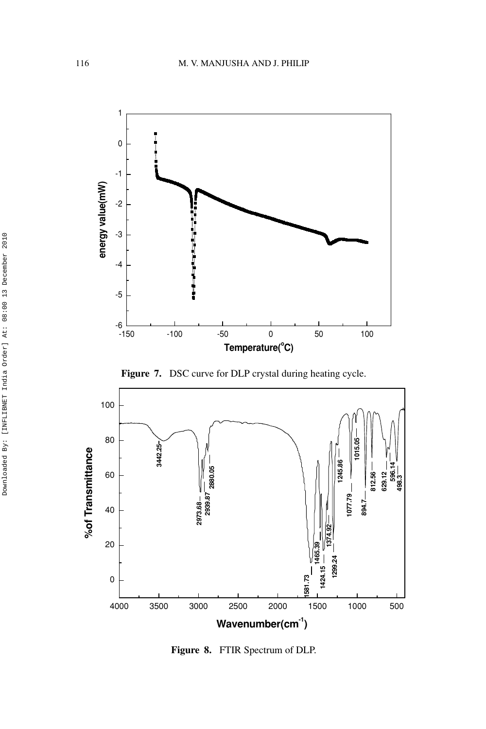Figure 7. DSC curve for DLP crystal during heating cycle.

Figure 8. FTIR Spectrum of DLP.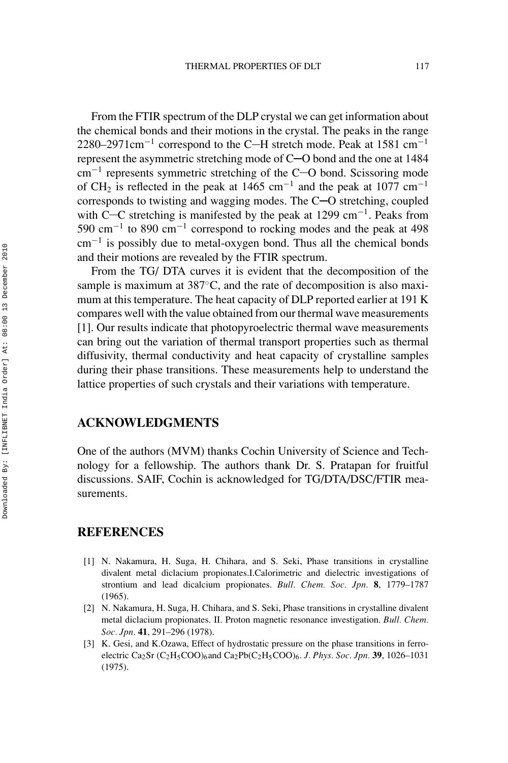From the FTIR spectrum of the DLP crystal we can get information about the chemical bonds and their motions in the crystal. The peaks in the range 2280–2971cm$^{-1}$ correspond to the C—H stretch mode. Peak at 1581 cm$^{-1}$ represent the asymmetric stretching mode of C═O bond and the one at 1484 cm$^{-1}$ represents symmetric stretching of the C—O bond. Scissoring mode of $CH_2$ is reflected in the peak at 1465 cm$^{-1}$ and the peak at 1077 cm$^{-1}$ corresponds to twisting and wagging modes. The C═O stretching, coupled with C—C stretching is manifested by the peak at 1299 cm$^{-1}$. Peaks from 590 cm$^{-1}$ to 890 cm$^{-1}$ correspond to rocking modes and the peak at 498 cm$^{-1}$ is possibly due to metal-oxygen bond. Thus all the chemical bonds and their motions are revealed by the FTIR spectrum.

From the TG/ DTA curves it is evident that the decomposition of the sample is maximum at 387°C, and the rate of decomposition is also maximum at this temperature. The heat capacity of DLP reported earlier at 191 K compares well with the value obtained from our thermal wave measurements [1]. Our results indicate that photopyroelectric thermal wave measurements can bring out the variation of thermal transport properties such as thermal diffusivity, thermal conductivity and heat capacity of crystalline samples during their phase transitions. These measurements help to understand the lattice properties of such crystals and their variations with temperature.

## ACKNOWLEDGMENTS

One of the authors (MVM) thanks Cochin University of Science and Technology for a fellowship. The authors thank Dr. S. Pratapan for fruitful discussions. SAIF, Cochin is acknowledged for TG/DTA/DSC/FTIR measurements.

## REFERENCES

[1] N. Nakamura, H. Suga, H. Chihara, and S. Seki, Phase transitions in crystalline divalent metal diclacium propionates.I.Calorimetric and dielectric investigations of strontium and lead dicalcium propionates. *Bull. Chem. Soc. Jpn.* **8**, 1779–1787 (1965).

[2] N. Nakamura, H. Suga, H. Chihara, and S. Seki, Phase transitions in crystalline divalent metal diclacium propionates. II. Proton magnetic resonance investigation. *Bull. Chem. Soc. Jpn.* **41**, 291–296 (1978).

[3] K. Gesi, and K.Ozawa, Effect of hydrostatic pressure on the phase transitions in ferroelectric $Ca_2Sr(C_2H_5COO)_6$ and $Ca_2Pb(C_2H_5COO)_6$. *J. Phys. Soc. Jpn.* **39**, 1026–1031 (1975).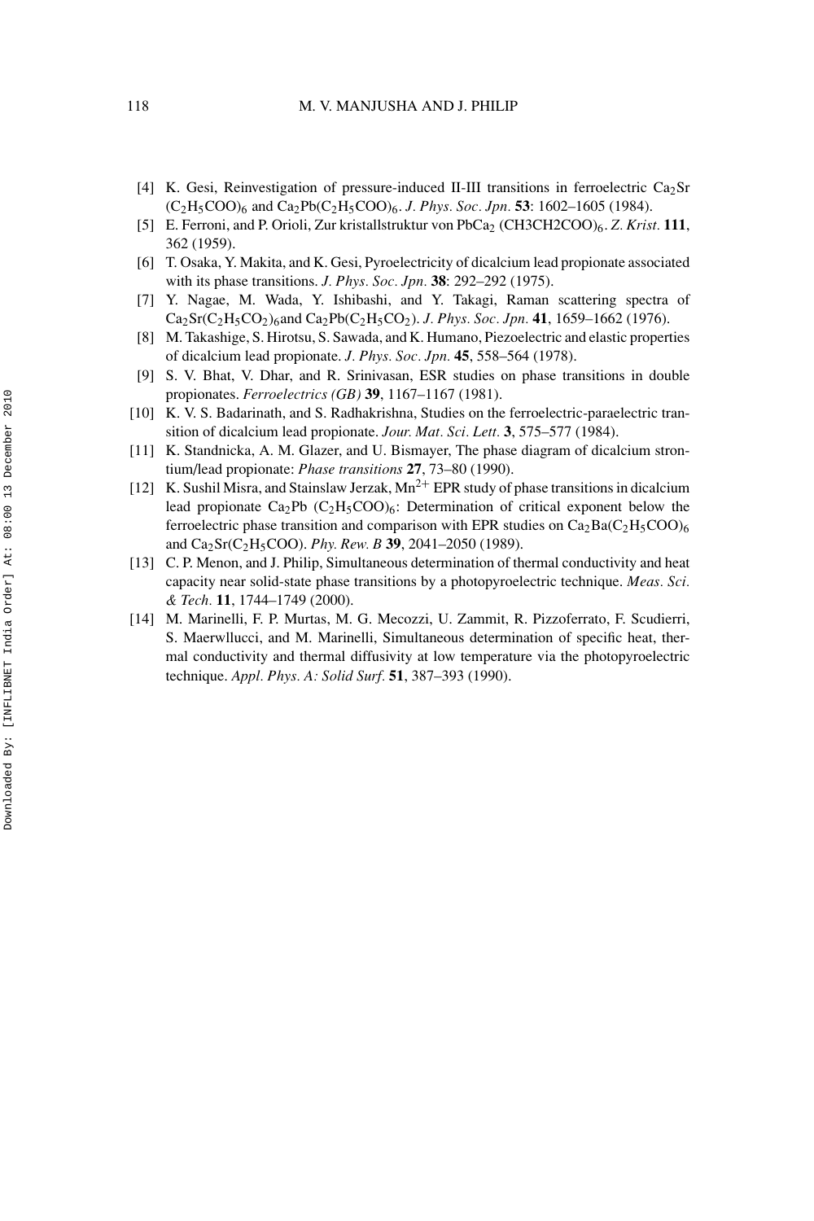[4] K. Gesi, Reinvestigation of pressure-induced II-III transitions in ferroelectric $Ca_2Sr(C_2H_5COO)_6$ and $Ca_2Pb(C_2H_5COO)_6$. *J. Phys. Soc. Jpn.* **53**: 1602–1605 (1984).

[5] E. Ferroni, and P. Orioli, Zur kristallstruktur von $PbCa_2$ $(CH3CH2COO)_6$. *Z. Krist.* **111**, 362 (1959).

[6] T. Osaka, Y. Makita, and K. Gesi, Pyroelectricity of dicalcium lead propionate associated with its phase transitions. *J. Phys. Soc. Jpn.* **38**: 292–292 (1975).

[7] Y. Nagae, M. Wada, Y. Ishibashi, and Y. Takagi, Raman scattering spectra of $Ca_2Sr(C_2H_5CO_2)_6$and $Ca_2Pb(C_2H_5CO_2)$. *J. Phys. Soc. Jpn.* **41**, 1659–1662 (1976).

[8] M. Takashige, S. Hirotsu, S. Sawada, and K. Humano, Piezoelectric and elastic properties of dicalcium lead propionate. *J. Phys. Soc. Jpn.* **45**, 558–564 (1978).

[9] S. V. Bhat, V. Dhar, and R. Srinivasan, ESR studies on phase transitions in double propionates. *Ferroelectrics (GB)* **39**, 1167–1167 (1981).

[10] K. V. S. Badarinath, and S. Radhakrishna, Studies on the ferroelectric-paraelectric transition of dicalcium lead propionate. *Jour. Mat. Sci. Lett.* **3**, 575–577 (1984).

[11] K. Standnicka, A. M. Glazer, and U. Bismayer, The phase diagram of dicalcium strontium/lead propionate: *Phase transitions* **27**, 73–80 (1990).

[12] K. Sushil Misra, and Stainslaw Jerzak, $Mn^{2+}$ EPR study of phase transitions in dicalcium lead propionate $Ca_2Pb$ $(C_2H_5COO)_6$: Determination of critical exponent below the ferroelectric phase transition and comparison with EPR studies on $Ca_2Ba(C_2H_5COO)_6$ and $Ca_2Sr(C_2H_5COO)$. *Phy. Rew. B* **39**, 2041–2050 (1989).

[13] C. P. Menon, and J. Philip, Simultaneous determination of thermal conductivity and heat capacity near solid-state phase transitions by a photopyroelectric technique. *Meas. Sci. & Tech.* **11**, 1744–1749 (2000).

[14] M. Marinelli, F. P. Murtas, M. G. Mecozzi, U. Zammit, R. Pizzoferrato, F. Scudierri, S. Maerwllucci, and M. Marinelli, Simultaneous determination of specific heat, thermal conductivity and thermal diffusivity at low temperature via the photopyroelectric technique. *Appl. Phys. A: Solid Surf.* **51**, 387–393 (1990).